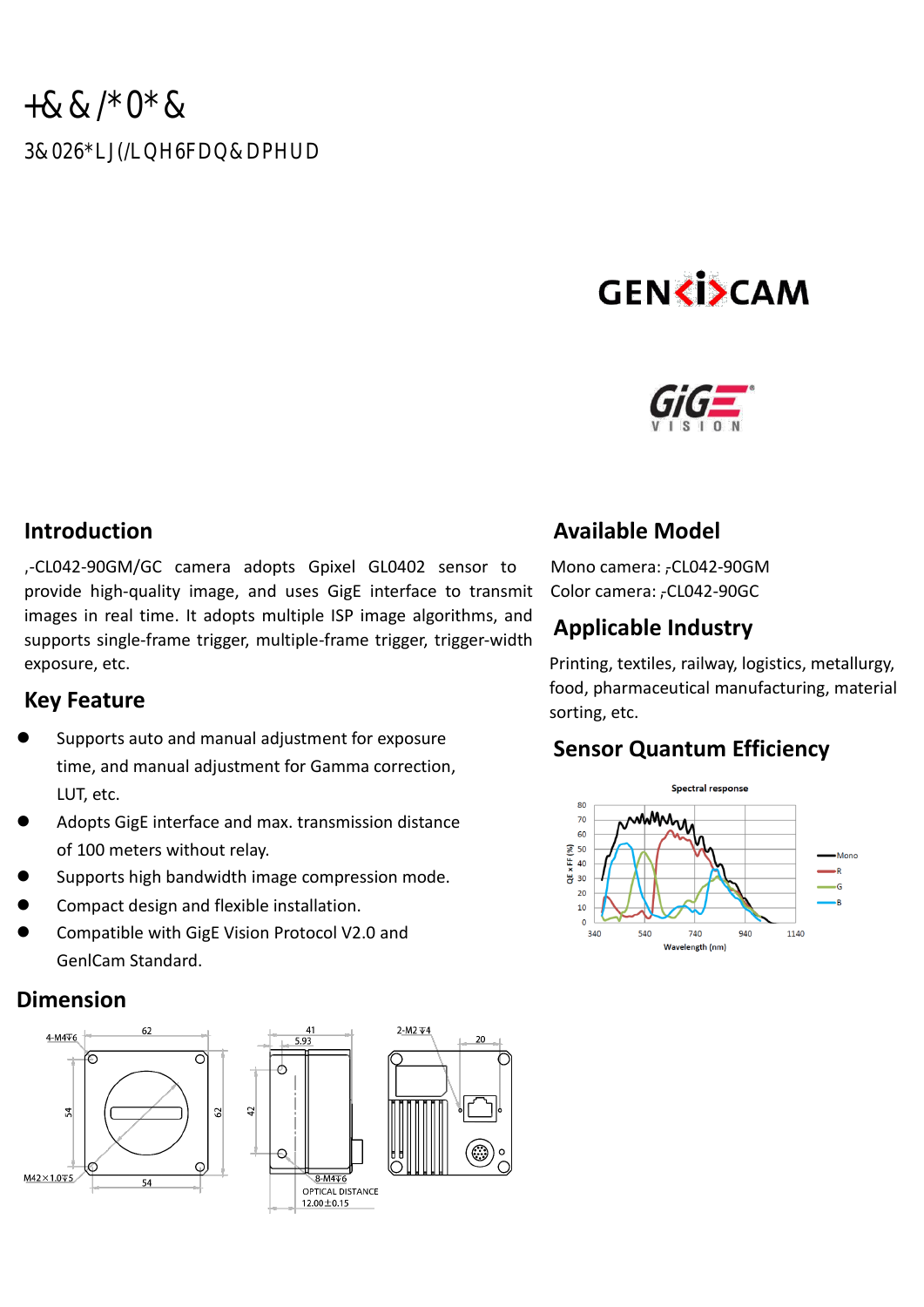# +&&/*0*&

3&026*LJ(/LQH6FDQ&DPHUD

GEN<i>CAM

GiGE VISION

## Introduction

,-CL042-90GM/GC camera adopts Gpixel GL0402 sensor to provide high-quality image, and uses GigE interface to transmit images in real time. It adopts multiple ISP image algorithms, and supports single-frame trigger, multiple-frame trigger, trigger-width exposure, etc.

## Key Feature

- Supports auto and manual adjustment for exposure time, and manual adjustment for Gamma correction, LUT, etc.
- Adopts GigE interface and max. transmission distance of 100 meters without relay.
- Supports high bandwidth image compression mode.
- Compact design and flexible installation.
- Compatible with GigE Vision Protocol V2.0 and GenICam Standard.

## Available Model

Mono camera: ,-CL042-90GM

Color camera: ,-CL042-90GC

## Applicable Industry

Printing, textiles, railway, logistics, metallurgy, food, pharmaceutical manufacturing, material sorting, etc.

## Sensor Quantum Efficiency

Spectral response

QE x FF (%)

80
70
60
50
40
30
20
10
0

340 540 740 940 1140

Wavelength (nm)

Mono
R
G
B

## Dimension

4-M4↧6
62
54
62
M42×1.0↧5
54
41
5.93
42
8-M4↧6
OPTICAL DISTANCE
12.00±0.15
2-M2↧4
20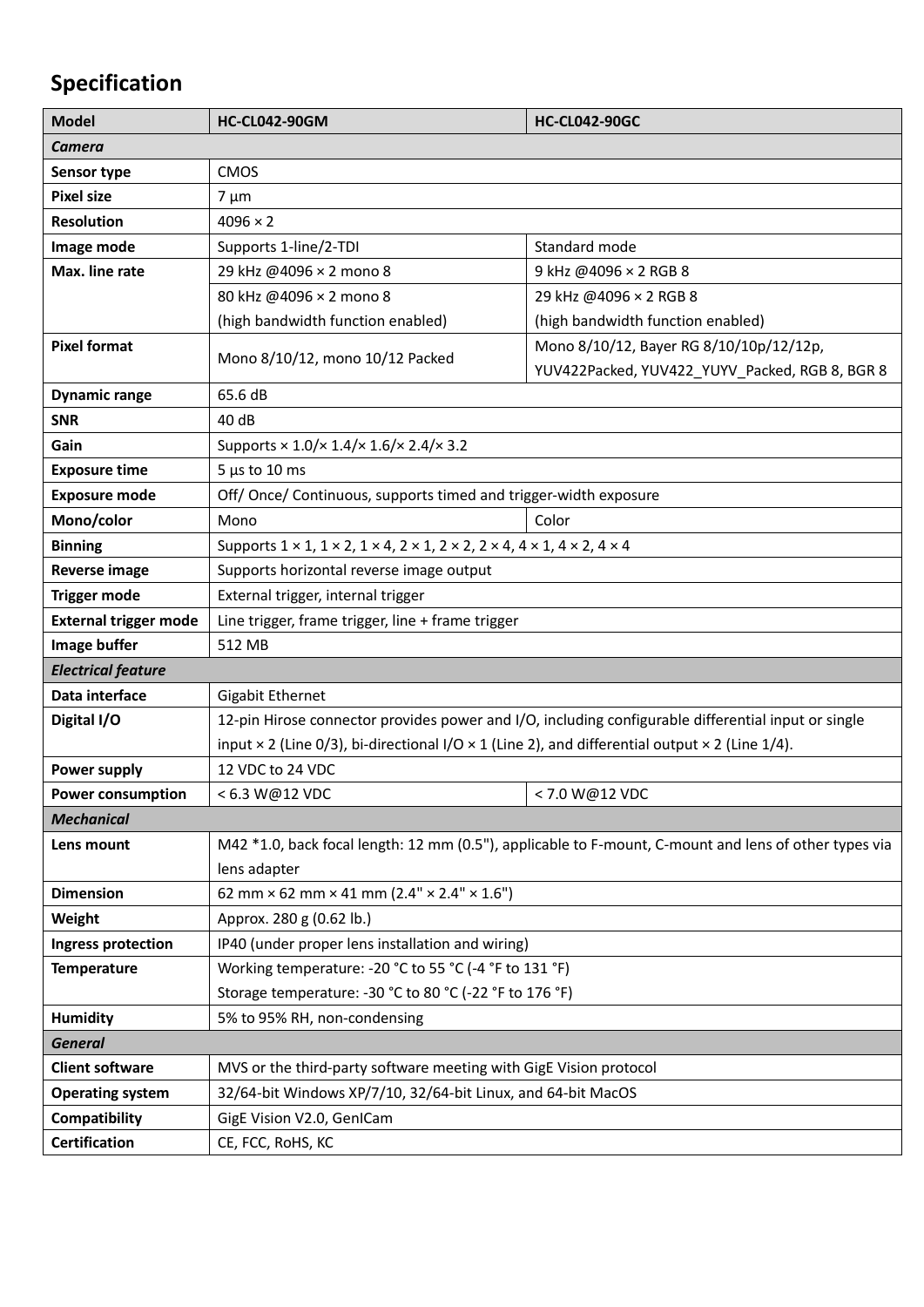## Specification

| Model | HC-CL042-90GM | HC-CL042-90GC |
|---|---|---|
| *Camera* | | |
| **Sensor type** | CMOS | |
| **Pixel size** | 7 µm | |
| **Resolution** | 4096 × 2 | |
| **Image mode** | Supports 1-line/2-TDI | Standard mode |
| **Max. line rate** | 29 kHz @4096 × 2 mono 8 | 9 kHz @4096 × 2 RGB 8 |
| | 80 kHz @4096 × 2 mono 8 (high bandwidth function enabled) | 29 kHz @4096 × 2 RGB 8 (high bandwidth function enabled) |
| **Pixel format** | Mono 8/10/12, mono 10/12 Packed | Mono 8/10/12, Bayer RG 8/10/10p/12/12p, YUV422Packed, YUV422_YUYV_Packed, RGB 8, BGR 8 |
| **Dynamic range** | 65.6 dB | |
| **SNR** | 40 dB | |
| **Gain** | Supports × 1.0/× 1.4/× 1.6/× 2.4/× 3.2 | |
| **Exposure time** | 5 μs to 10 ms | |
| **Exposure mode** | Off/ Once/ Continuous, supports timed and trigger-width exposure | |
| **Mono/color** | Mono | Color |
| **Binning** | Supports 1 × 1, 1 × 2, 1 × 4, 2 × 1, 2 × 2, 2 × 4, 4 × 1, 4 × 2, 4 × 4 | |
| **Reverse image** | Supports horizontal reverse image output | |
| **Trigger mode** | External trigger, internal trigger | |
| **External trigger mode** | Line trigger, frame trigger, line + frame trigger | |
| **Image buffer** | 512 MB | |
| *Electrical feature* | | |
| **Data interface** | Gigabit Ethernet | |
| **Digital I/O** | 12-pin Hirose connector provides power and I/O, including configurable differential input or single input × 2 (Line 0/3), bi-directional I/O × 1 (Line 2), and differential output × 2 (Line 1/4). | |
| **Power supply** | 12 VDC to 24 VDC | |
| **Power consumption** | < 6.3 W@12 VDC | < 7.0 W@12 VDC |
| *Mechanical* | | |
| **Lens mount** | M42 *1.0, back focal length: 12 mm (0.5"), applicable to F-mount, C-mount and lens of other types via lens adapter | |
| **Dimension** | 62 mm × 62 mm × 41 mm (2.4" × 2.4" × 1.6") | |
| **Weight** | Approx. 280 g (0.62 lb.) | |
| **Ingress protection** | IP40 (under proper lens installation and wiring) | |
| **Temperature** | Working temperature: -20 °C to 55 °C (-4 °F to 131 °F) Storage temperature: -30 °C to 80 °C (-22 °F to 176 °F) | |
| **Humidity** | 5% to 95% RH, non-condensing | |
| *General* | | |
| **Client software** | MVS or the third-party software meeting with GigE Vision protocol | |
| **Operating system** | 32/64-bit Windows XP/7/10, 32/64-bit Linux, and 64-bit MacOS | |
| **Compatibility** | GigE Vision V2.0, GenICam | |
| **Certification** | CE, FCC, RoHS, KC | |